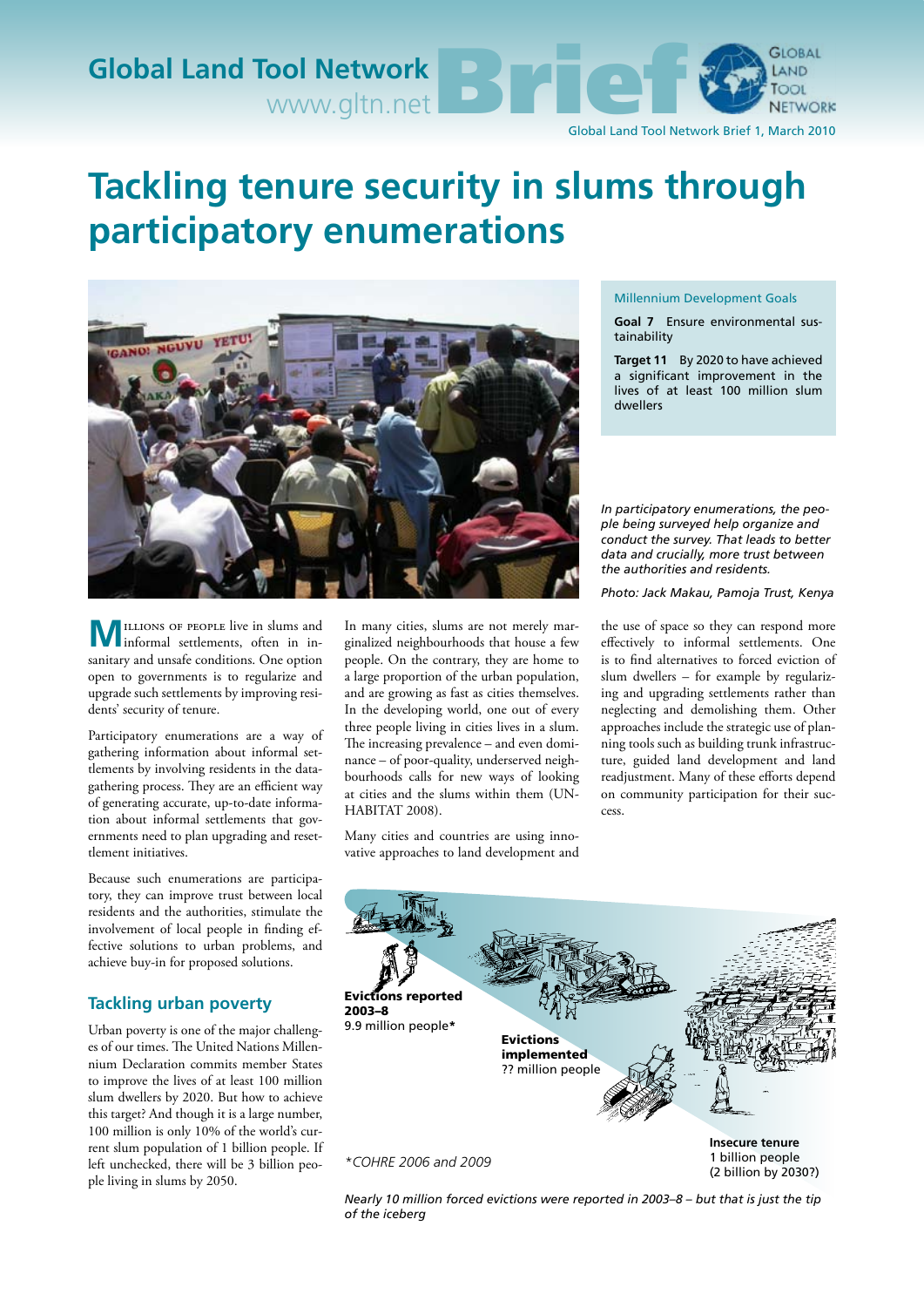# Tackling tenure security in slums through participatory enumerations

*In participatory enumerations, the people being surveyed help organize and conduct the survey. That leads to better data and crucially, more trust between the authorities and residents.*

*Photo: Jack Makau, Pamoja Trust, Kenya*

**Millennium Development Goals**

**Goal 7** Ensure environmental sustainability

**Target 11** By 2020 to have achieved a significant improvement in the lives of at least 100 million slum dwellers

Millions of people live in slums and informal settlements, often in insanitary and unsafe conditions. One option open to governments is to regularize and upgrade such settlements by improving residents' security of tenure.

Participatory enumerations are a way of gathering information about informal settlements by involving residents in the data-gathering process. They are an efficient way of generating accurate, up-to-date information about informal settlements that governments need to plan upgrading and resettlement initiatives.

Because such enumerations are participatory, they can improve trust between local residents and the authorities, stimulate the involvement of local people in finding effective solutions to urban problems, and achieve buy-in for proposed solutions.

## Tackling urban poverty

Urban poverty is one of the major challenges of our times. The United Nations Millennium Declaration commits member States to improve the lives of at least 100 million slum dwellers by 2020. But how to achieve this target? And though it is a large number, 100 million is only 10% of the world's current slum population of 1 billion people. If left unchecked, there will be 3 billion people living in slums by 2050.

In many cities, slums are not merely marginalized neighbourhoods that house a few people. On the contrary, they are home to a large proportion of the urban population, and are growing as fast as cities themselves. In the developing world, one out of every three people living in cities lives in a slum. The increasing prevalence – and even dominance – of poor-quality, underserved neighbourhoods calls for new ways of looking at cities and the slums within them (UN-HABITAT 2008).

Many cities and countries are using innovative approaches to land development and the use of space so they can respond more effectively to informal settlements. One is to find alternatives to forced eviction of slum dwellers – for example by regularizing and upgrading settlements rather than neglecting and demolishing them. Other approaches include the strategic use of planning tools such as building trunk infrastructure, guided land development and land readjustment. Many of these efforts depend on community participation for their success.

**Evictions reported 2003–8**
9.9 million people*

**Evictions implemented**
?? million people

**Insecure tenure**
1 billion people
(2 billion by 2030?)

*\*COHRE 2006 and 2009*

*Nearly 10 million forced evictions were reported in 2003–8 – but that is just the tip of the iceberg*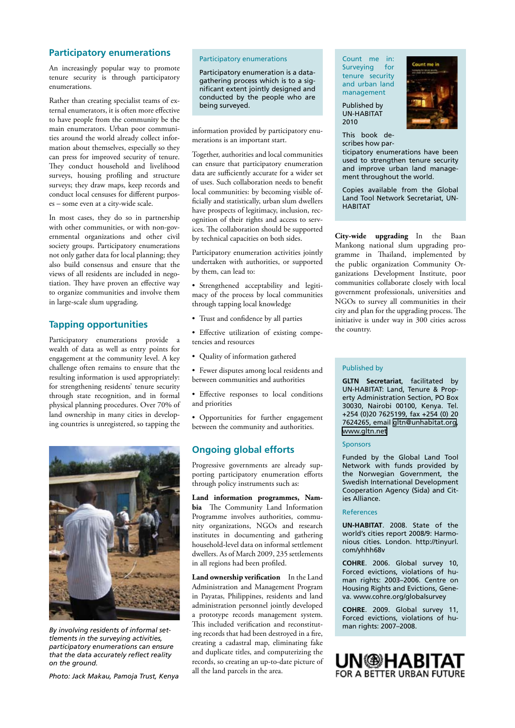## Participatory enumerations

An increasingly popular way to promote tenure security is through participatory enumerations.

Rather than creating specialist teams of external enumerators, it is often more effective to have people from the community be the main enumerators. Urban poor communities around the world already collect information about themselves, especially so they can press for improved security of tenure. They conduct household and livelihood surveys, housing profiling and structure surveys; they draw maps, keep records and conduct local censuses for different purposes – some even at a city-wide scale.

In most cases, they do so in partnership with other communities, or with non-governmental organizations and other civil society groups. Participatory enumerations not only gather data for local planning; they also build consensus and ensure that the views of all residents are included in negotiation. They have proven an effective way to organize communities and involve them in large-scale slum upgrading.

## Tapping opportunities

Participatory enumerations provide a wealth of data as well as entry points for engagement at the community level. A key challenge often remains to ensure that the resulting information is used appropriately: for strengthening residents' tenure security through state recognition, and in formal physical planning procedures. Over 70% of land ownership in many cities in developing countries is unregistered, so tapping the information provided by participatory enumerations is an important start.

Together, authorities and local communities can ensure that participatory enumeration data are sufficiently accurate for a wider set of uses. Such collaboration needs to benefit local communities: by becoming visible officially and statistically, urban slum dwellers have prospects of legitimacy, inclusion, recognition of their rights and access to services. The collaboration should be supported by technical capacities on both sides.

Participatory enumeration activities jointly undertaken with authorities, or supported by them, can lead to:

- Strengthened acceptability and legitimacy of the process by local communities through tapping local knowledge
- Trust and confidence by all parties
- Effective utilization of existing competencies and resources
- Quality of information gathered
- Fewer disputes among local residents and between communities and authorities
- Effective responses to local conditions and priorities
- Opportunities for further engagement between the community and authorities.

*By involving residents of informal settlements in the surveying activities, participatory enumerations can ensure that the data accurately reflect reality on the ground.*

*Photo: Jack Makau, Pamoja Trust, Kenya*

> **Participatory enumerations**
>
> Participatory enumeration is a data-gathering process which is to a significant extent jointly designed and conducted by the people who are being surveyed.

## Ongoing global efforts

Progressive governments are already supporting participatory enumeration efforts through policy instruments such as:

**Land information programmes, Namibia** The Community Land Information Programme involves authorities, community organizations, NGOs and research institutes in documenting and gathering household-level data on informal settlement dwellers. As of March 2009, 235 settlements in all regions had been profiled.

**Land ownership verification** In the Land Administration and Management Program in Payatas, Philippines, residents and land administration personnel jointly developed a prototype records management system. This included verification and reconstituting records that had been destroyed in a fire, creating a cadastral map, eliminating fake and duplicate titles, and computerizing the records, so creating an up-to-date picture of all the land parcels in the area.

**City-wide upgrading** In the Baan Mankong national slum upgrading programme in Thailand, implemented by the public organization Community Organizations Development Institute, poor communities collaborate closely with local government professionals, universities and NGOs to survey all communities in their city and plan for the upgrading process. The initiative is under way in 300 cities across the country.

> **Count me in: Surveying for tenure security and urban land management**
>
> Published by UN-HABITAT 2010
>
> This book describes how participatory enumerations have been used to strengthen tenure security and improve urban land management throughout the world.
>
> Copies available from the Global Land Tool Network Secretariat, UN-HABITAT

### Published by

**GLTN Secretariat**, facilitated by UN-HABITAT: Land, Tenure & Property Administration Section, PO Box 30030, Nairobi 00100, Kenya. Tel. +254 (0)20 7625199, fax +254 (0) 20 7624265, email gltn@unhabitat.org, www.gltn.net

### Sponsors

Funded by the Global Land Tool Network with funds provided by the Norwegian Government, the Swedish International Development Cooperation Agency (Sida) and Cities Alliance.

### References

**UN-HABITAT**. 2008. State of the world's cities report 2008/9: Harmonious cities. London. http://tinyurl.com/yhhh68v

**COHRE**. 2006. Global survey 10, Forced evictions, violations of human rights: 2003–2006. Centre on Housing Rights and Evictions, Geneva. www.cohre.org/globalsurvey

**COHRE**. 2009. Global survey 11, Forced evictions, violations of human rights: 2007–2008.

UN-HABITAT
FOR A BETTER URBAN FUTURE